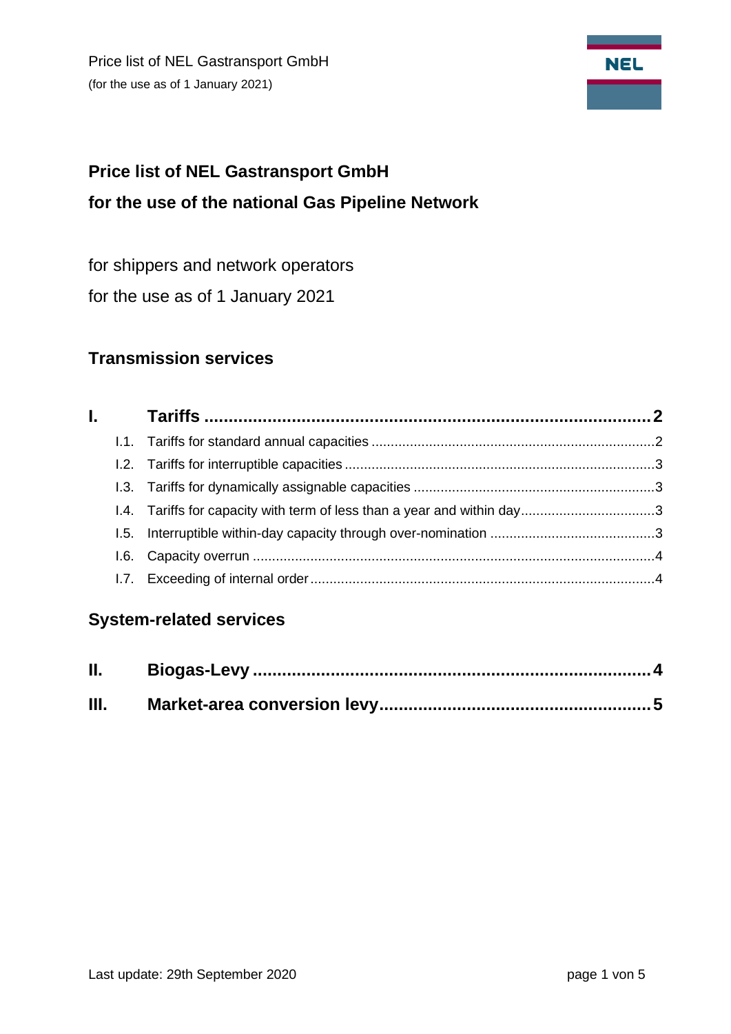# Price list of NEL Gastransport GmbH
# for the use of the national Gas Pipeline Network

for shippers and network operators

for the use as of 1 January 2021

## Transmission services

**I. Tariffs ........ 2**

- I.1. Tariffs for standard annual capacities ........ 2
- I.2. Tariffs for interruptible capacities ........ 3
- I.3. Tariffs for dynamically assignable capacities ........ 3
- I.4. Tariffs for capacity with term of less than a year and within day ........ 3
- I.5. Interruptible within-day capacity through over-nomination ........ 3
- I.6. Capacity overrun ........ 4
- I.7. Exceeding of internal order ........ 4

## System-related services

**II. Biogas-Levy ........ 4**

**III. Market-area conversion levy ........ 5**

Last update: 29th September 2020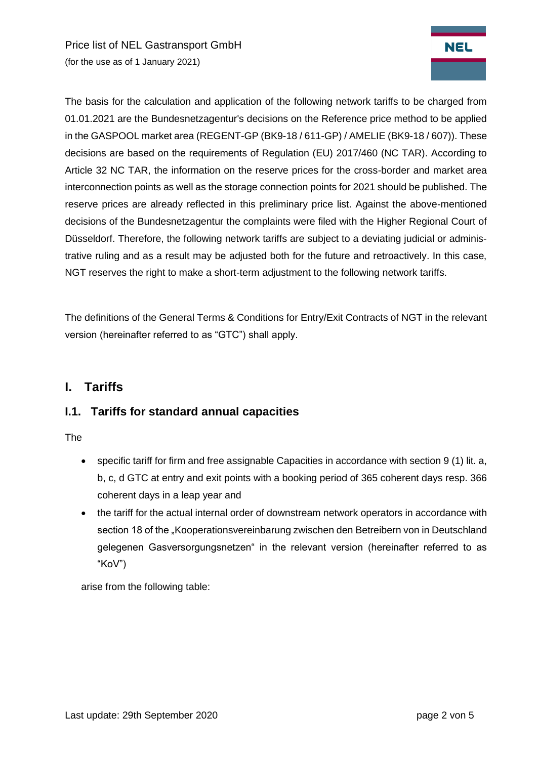The basis for the calculation and application of the following network tariffs to be charged from 01.01.2021 are the Bundesnetzagentur's decisions on the Reference price method to be applied in the GASPOOL market area (REGENT-GP (BK9-18 / 611-GP) / AMELIE (BK9-18 / 607)). These decisions are based on the requirements of Regulation (EU) 2017/460 (NC TAR). According to Article 32 NC TAR, the information on the reserve prices for the cross-border and market area interconnection points as well as the storage connection points for 2021 should be published. The reserve prices are already reflected in this preliminary price list. Against the above-mentioned decisions of the Bundesnetzagentur the complaints were filed with the Higher Regional Court of Düsseldorf. Therefore, the following network tariffs are subject to a deviating judicial or administrative ruling and as a result may be adjusted both for the future and retroactively. In this case, NGT reserves the right to make a short-term adjustment to the following network tariffs.

The definitions of the General Terms & Conditions for Entry/Exit Contracts of NGT in the relevant version (hereinafter referred to as "GTC") shall apply.

## I. Tariffs

### I.1. Tariffs for standard annual capacities

The

- specific tariff for firm and free assignable Capacities in accordance with section 9 (1) lit. a, b, c, d GTC at entry and exit points with a booking period of 365 coherent days resp. 366 coherent days in a leap year and
- the tariff for the actual internal order of downstream network operators in accordance with section 18 of the „Kooperationsvereinbarung zwischen den Betreibern von in Deutschland gelegenen Gasversorgungsnetzen" in the relevant version (hereinafter referred to as "KoV")

arise from the following table: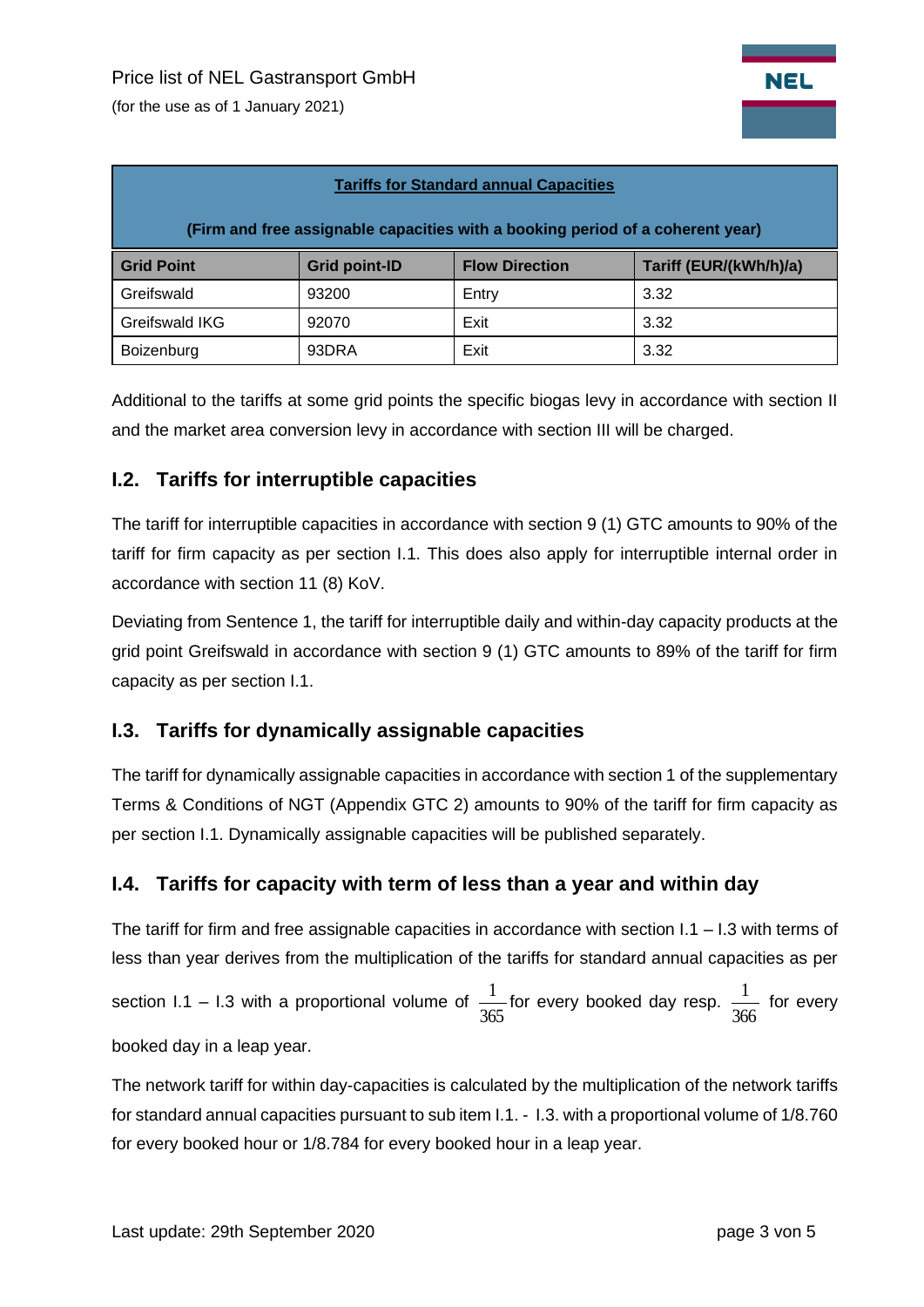| Tariffs for Standard annual Capacities (Firm and free assignable capacities with a booking period of a coherent year) | | | |
|---|---|---|---|
| **Grid Point** | **Grid point-ID** | **Flow Direction** | **Tariff (EUR/(kWh/h)/a)** |
| Greifswald | 93200 | Entry | 3.32 |
| Greifswald IKG | 92070 | Exit | 3.32 |
| Boizenburg | 93DRA | Exit | 3.32 |

Additional to the tariffs at some grid points the specific biogas levy in accordance with section II and the market area conversion levy in accordance with section III will be charged.

## I.2. Tariffs for interruptible capacities

The tariff for interruptible capacities in accordance with section 9 (1) GTC amounts to 90% of the tariff for firm capacity as per section I.1. This does also apply for interruptible internal order in accordance with section 11 (8) KoV.

Deviating from Sentence 1, the tariff for interruptible daily and within-day capacity products at the grid point Greifswald in accordance with section 9 (1) GTC amounts to 89% of the tariff for firm capacity as per section I.1.

## I.3. Tariffs for dynamically assignable capacities

The tariff for dynamically assignable capacities in accordance with section 1 of the supplementary Terms & Conditions of NGT (Appendix GTC 2) amounts to 90% of the tariff for firm capacity as per section I.1. Dynamically assignable capacities will be published separately.

## I.4. Tariffs for capacity with term of less than a year and within day

The tariff for firm and free assignable capacities in accordance with section I.1 – I.3 with terms of less than year derives from the multiplication of the tariffs for standard annual capacities as per section I.1 – I.3 with a proportional volume of $\frac{1}{365}$ for every booked day resp. $\frac{1}{366}$ for every booked day in a leap year.

The network tariff for within day-capacities is calculated by the multiplication of the network tariffs for standard annual capacities pursuant to sub item I.1. - I.3. with a proportional volume of 1/8.760 for every booked hour or 1/8.784 for every booked hour in a leap year.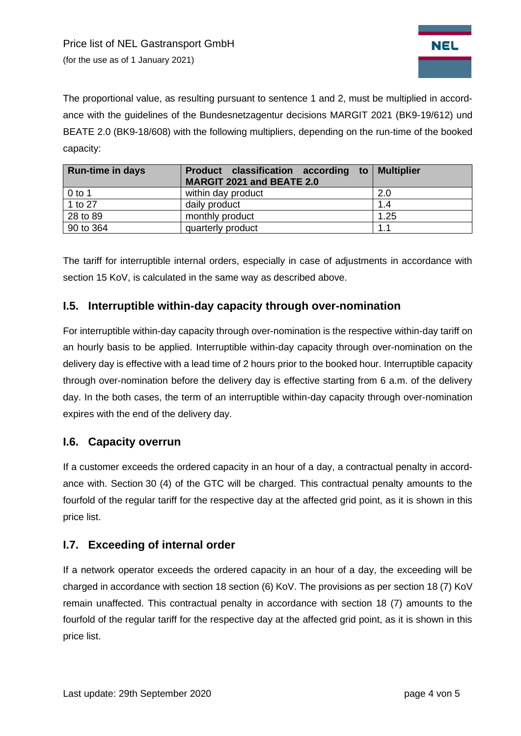The proportional value, as resulting pursuant to sentence 1 and 2, must be multiplied in accordance with the guidelines of the Bundesnetzagentur decisions MARGIT 2021 (BK9-19/612) und BEATE 2.0 (BK9-18/608) with the following multipliers, depending on the run-time of the booked capacity:

| Run-time in days | Product classification according to MARGIT 2021 and BEATE 2.0 | Multiplier |
|---|---|---|
| 0 to 1 | within day product | 2.0 |
| 1 to 27 | daily product | 1.4 |
| 28 to 89 | monthly product | 1.25 |
| 90 to 364 | quarterly product | 1.1 |

The tariff for interruptible internal orders, especially in case of adjustments in accordance with section 15 KoV, is calculated in the same way as described above.

## I.5. Interruptible within-day capacity through over-nomination

For interruptible within-day capacity through over-nomination is the respective within-day tariff on an hourly basis to be applied. Interruptible within-day capacity through over-nomination on the delivery day is effective with a lead time of 2 hours prior to the booked hour. Interruptible capacity through over-nomination before the delivery day is effective starting from 6 a.m. of the delivery day. In the both cases, the term of an interruptible within-day capacity through over-nomination expires with the end of the delivery day.

## I.6. Capacity overrun

If a customer exceeds the ordered capacity in an hour of a day, a contractual penalty in accordance with. Section 30 (4) of the GTC will be charged. This contractual penalty amounts to the fourfold of the regular tariff for the respective day at the affected grid point, as it is shown in this price list.

## I.7. Exceeding of internal order

If a network operator exceeds the ordered capacity in an hour of a day, the exceeding will be charged in accordance with section 18 section (6) KoV. The provisions as per section 18 (7) KoV remain unaffected. This contractual penalty in accordance with section 18 (7) amounts to the fourfold of the regular tariff for the respective day at the affected grid point, as it is shown in this price list.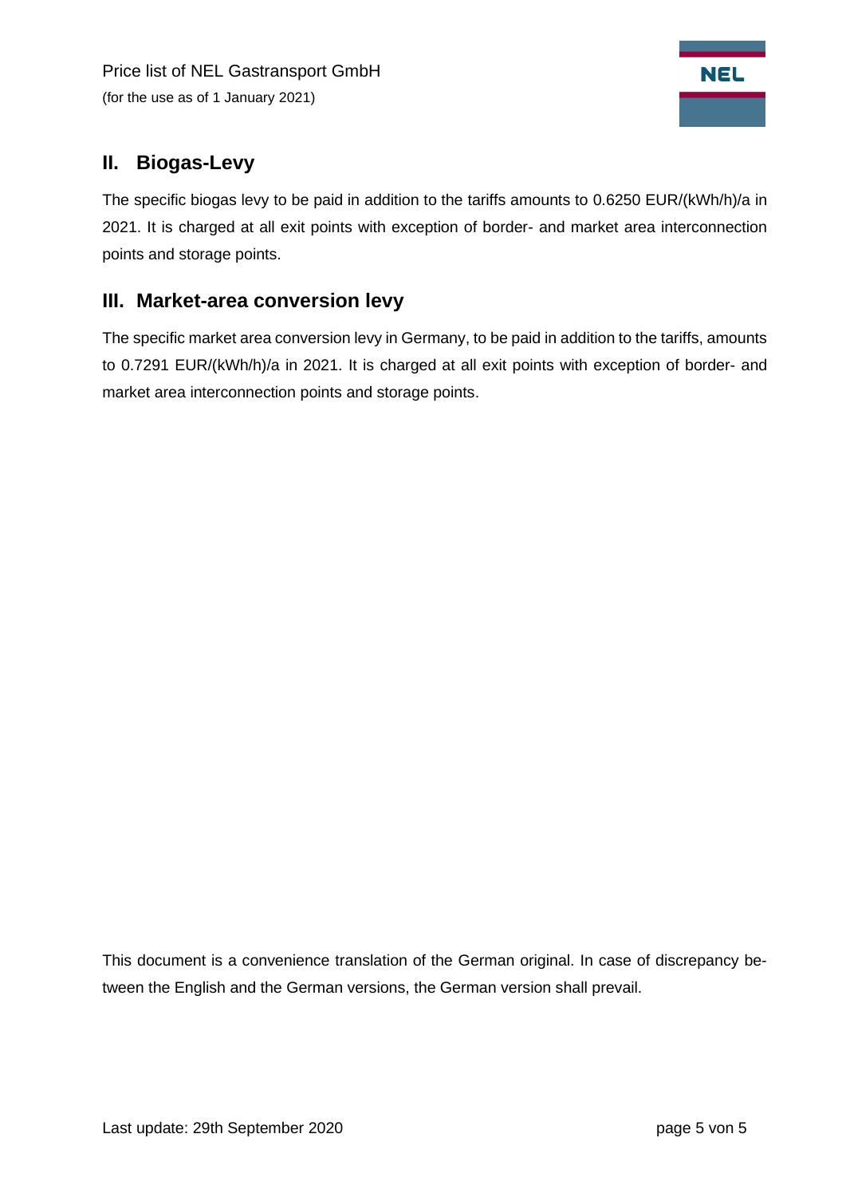## II. Biogas-Levy

The specific biogas levy to be paid in addition to the tariffs amounts to 0.6250 EUR/(kWh/h)/a in 2021. It is charged at all exit points with exception of border- and market area interconnection points and storage points.

## III. Market-area conversion levy

The specific market area conversion levy in Germany, to be paid in addition to the tariffs, amounts to 0.7291 EUR/(kWh/h)/a in 2021. It is charged at all exit points with exception of border- and market area interconnection points and storage points.

This document is a convenience translation of the German original. In case of discrepancy between the English and the German versions, the German version shall prevail.